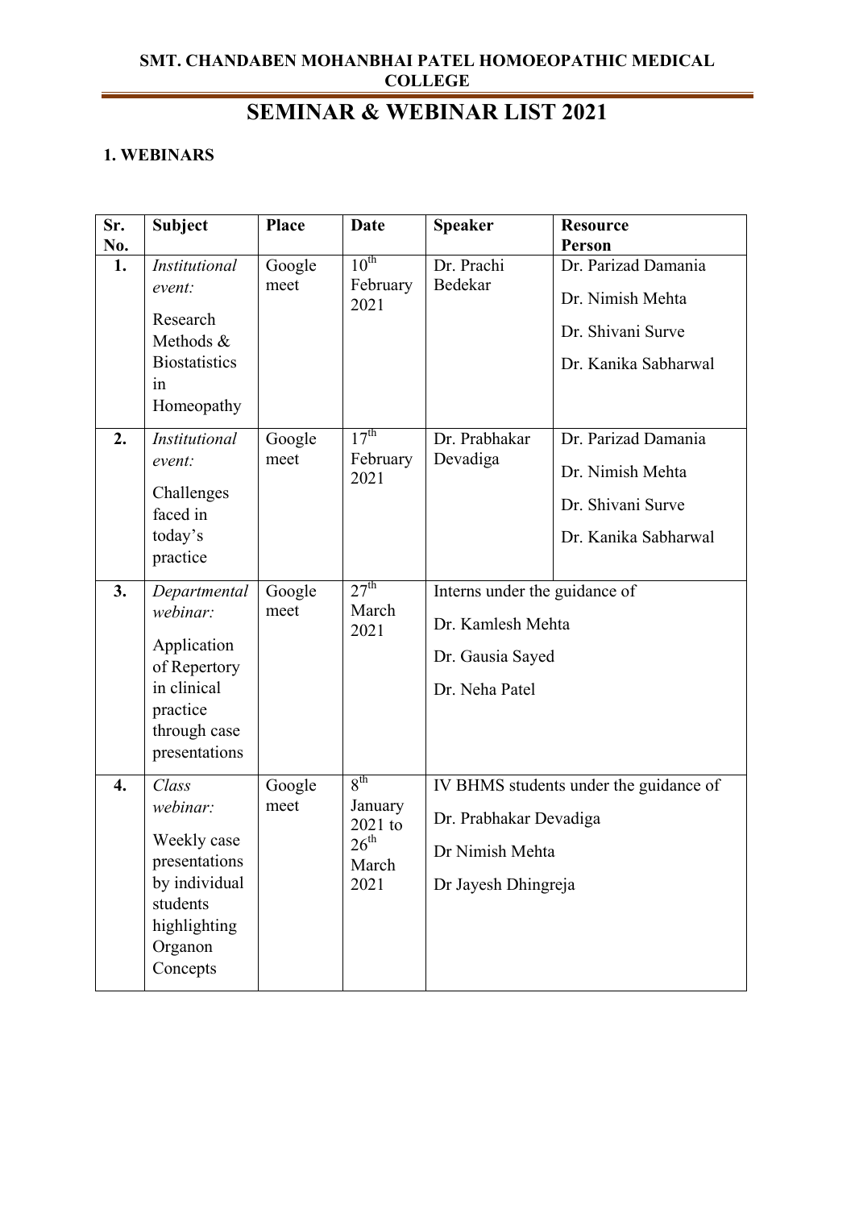SMT. CHANDABEN MOHANBHAI PATEL HOMOEOPATHIC MEDICAL COLLEGE

# SEMINAR & WEBINAR LIST 2021

### 1. WEBINARS

| Sr. No. | Subject | Place | Date | Speaker | Resource Person |
|---|---|---|---|---|---|
| 1. | *Institutional event:* Research Methods & Biostatistics in Homeopathy | Google meet | 10th February 2021 | Dr. Prachi Bedekar | Dr. Parizad Damania<br>Dr. Nimish Mehta<br>Dr. Shivani Surve<br>Dr. Kanika Sabharwal |
| 2. | *Institutional event:* Challenges faced in today's practice | Google meet | 17th February 2021 | Dr. Prabhakar Devadiga | Dr. Parizad Damania<br>Dr. Nimish Mehta<br>Dr. Shivani Surve<br>Dr. Kanika Sabharwal |
| 3. | *Departmental webinar:* Application of Repertory in clinical practice through case presentations | Google meet | 27th March 2021 | Interns under the guidance of<br>Dr. Kamlesh Mehta<br>Dr. Gausia Sayed<br>Dr. Neha Patel | |
| 4. | *Class webinar:* Weekly case presentations by individual students highlighting Organon Concepts | Google meet | 8th January 2021 to 26th March 2021 | IV BHMS students under the guidance of<br>Dr. Prabhakar Devadiga<br>Dr Nimish Mehta<br>Dr Jayesh Dhingreja | |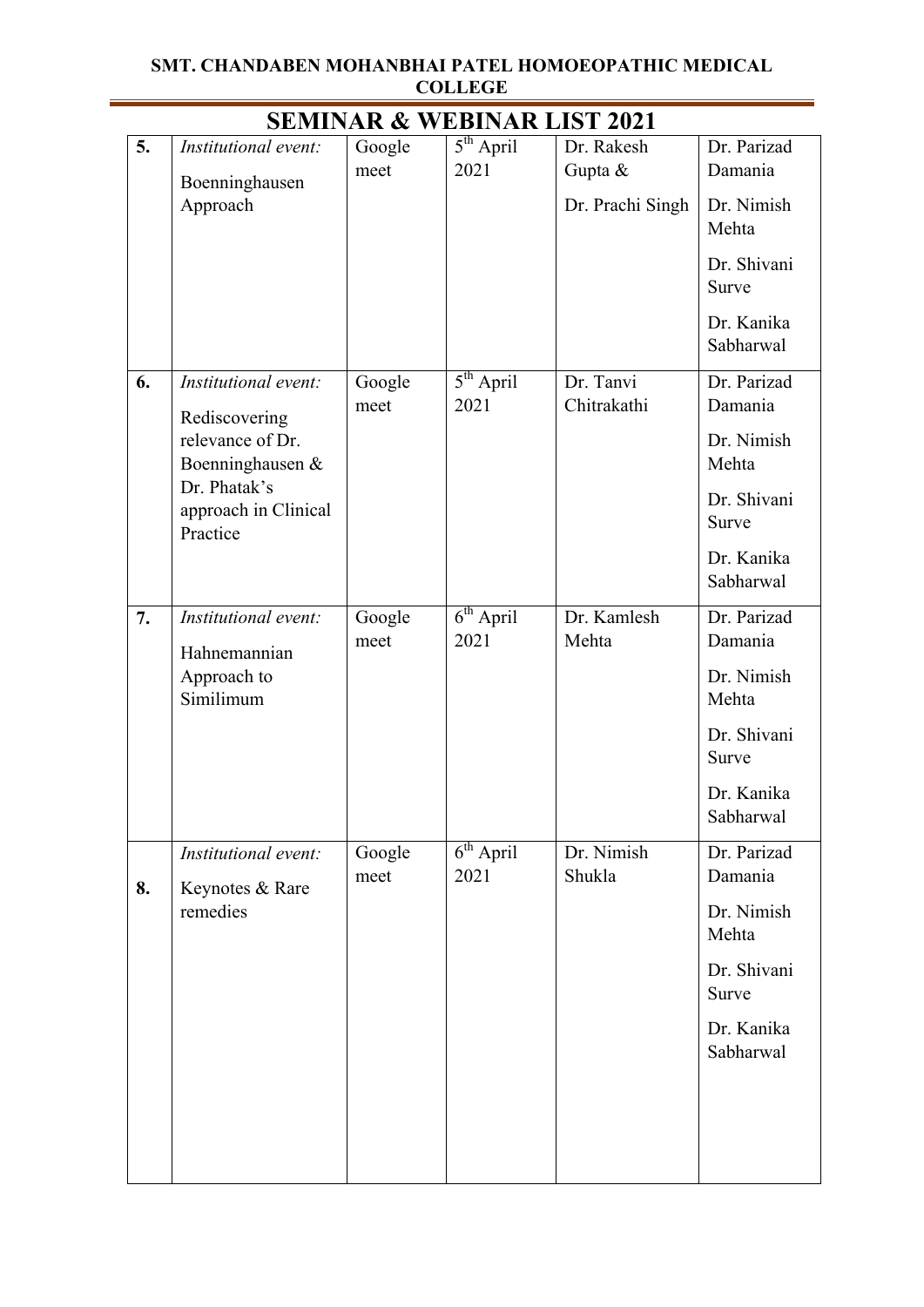SMT. CHANDABEN MOHANBHAI PATEL HOMOEOPATHIC MEDICAL COLLEGE

# SEMINAR & WEBINAR LIST 2021

| | | | | | |
|---|---|---|---|---|---|
| **5.** | *Institutional event:* Boenninghausen Approach | Google meet | 5th April 2021 | Dr. Rakesh Gupta & Dr. Prachi Singh | Dr. Parizad Damania<br>Dr. Nimish Mehta<br>Dr. Shivani Surve<br>Dr. Kanika Sabharwal |
| **6.** | *Institutional event:* Rediscovering relevance of Dr. Boenninghausen & Dr. Phatak's approach in Clinical Practice | Google meet | 5th April 2021 | Dr. Tanvi Chitrakathi | Dr. Parizad Damania<br>Dr. Nimish Mehta<br>Dr. Shivani Surve<br>Dr. Kanika Sabharwal |
| **7.** | *Institutional event:* Hahnemannian Approach to Similimum | Google meet | 6th April 2021 | Dr. Kamlesh Mehta | Dr. Parizad Damania<br>Dr. Nimish Mehta<br>Dr. Shivani Surve<br>Dr. Kanika Sabharwal |
| **8.** | *Institutional event:* Keynotes & Rare remedies | Google meet | 6th April 2021 | Dr. Nimish Shukla | Dr. Parizad Damania<br>Dr. Nimish Mehta<br>Dr. Shivani Surve<br>Dr. Kanika Sabharwal |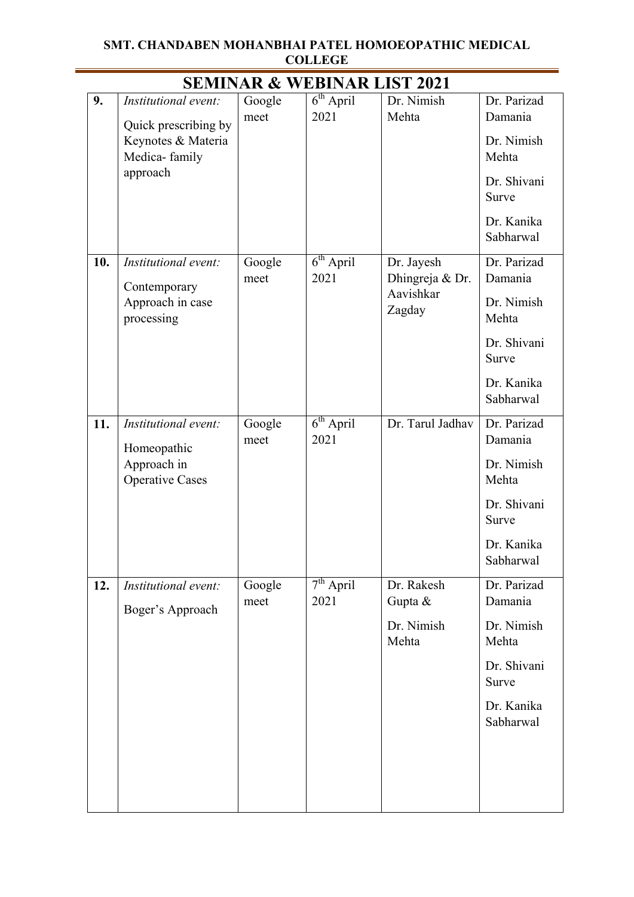**SMT. CHANDABEN MOHANBHAI PATEL HOMOEOPATHIC MEDICAL COLLEGE**

# SEMINAR & WEBINAR LIST 2021

| | | | | | |
|---|---|---|---|---|---|
| **9.** | *Institutional event:* Quick prescribing by Keynotes & Materia Medica- family approach | Google meet | 6th April 2021 | Dr. Nimish Mehta | Dr. Parizad Damania<br>Dr. Nimish Mehta<br>Dr. Shivani Surve<br>Dr. Kanika Sabharwal |
| **10.** | *Institutional event:* Contemporary Approach in case processing | Google meet | 6th April 2021 | Dr. Jayesh Dhingreja & Dr. Aavishkar Zagday | Dr. Parizad Damania<br>Dr. Nimish Mehta<br>Dr. Shivani Surve<br>Dr. Kanika Sabharwal |
| **11.** | *Institutional event:* Homeopathic Approach in Operative Cases | Google meet | 6th April 2021 | Dr. Tarul Jadhav | Dr. Parizad Damania<br>Dr. Nimish Mehta<br>Dr. Shivani Surve<br>Dr. Kanika Sabharwal |
| **12.** | *Institutional event:* Boger's Approach | Google meet | 7th April 2021 | Dr. Rakesh Gupta &<br>Dr. Nimish Mehta | Dr. Parizad Damania<br>Dr. Nimish Mehta<br>Dr. Shivani Surve<br>Dr. Kanika Sabharwal |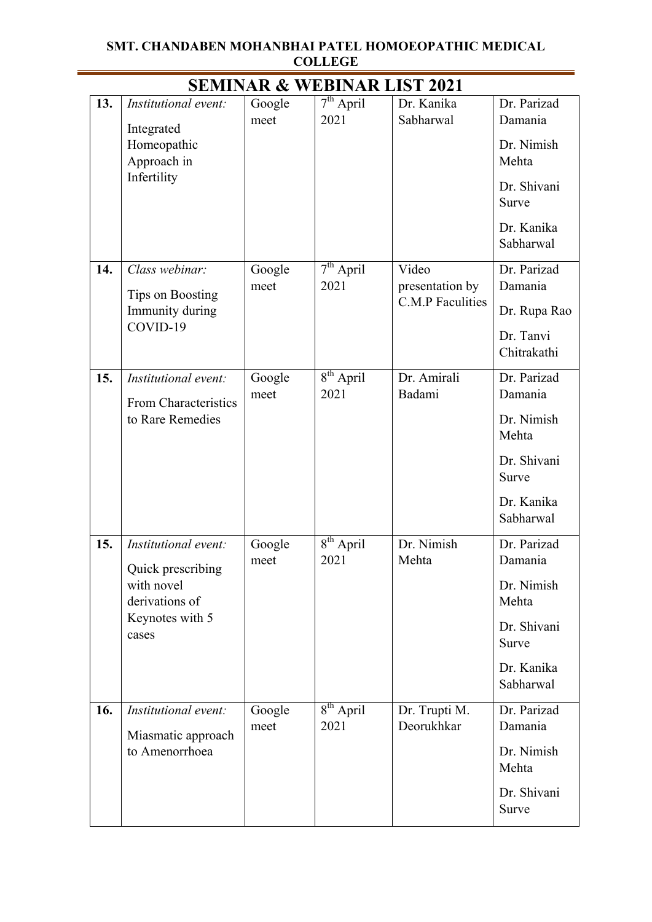**SMT. CHANDABEN MOHANBHAI PATEL HOMOEOPATHIC MEDICAL COLLEGE**

# SEMINAR & WEBINAR LIST 2021

| | | | | | |
|---|---|---|---|---|---|
| **13.** | *Institutional event:* Integrated Homeopathic Approach in Infertility | Google meet | 7th April 2021 | Dr. Kanika Sabharwal | Dr. Parizad Damania<br>Dr. Nimish Mehta<br>Dr. Shivani Surve<br>Dr. Kanika Sabharwal |
| **14.** | *Class webinar:* Tips on Boosting Immunity during COVID-19 | Google meet | 7th April 2021 | Video presentation by C.M.P Faculities | Dr. Parizad Damania<br>Dr. Rupa Rao<br>Dr. Tanvi Chitrakathi |
| **15.** | *Institutional event:* From Characteristics to Rare Remedies | Google meet | 8th April 2021 | Dr. Amirali Badami | Dr. Parizad Damania<br>Dr. Nimish Mehta<br>Dr. Shivani Surve<br>Dr. Kanika Sabharwal |
| **15.** | *Institutional event:* Quick prescribing with novel derivations of Keynotes with 5 cases | Google meet | 8th April 2021 | Dr. Nimish Mehta | Dr. Parizad Damania<br>Dr. Nimish Mehta<br>Dr. Shivani Surve<br>Dr. Kanika Sabharwal |
| **16.** | *Institutional event:* Miasmatic approach to Amenorrhoea | Google meet | 8th April 2021 | Dr. Trupti M. Deorukhkar | Dr. Parizad Damania<br>Dr. Nimish Mehta<br>Dr. Shivani Surve |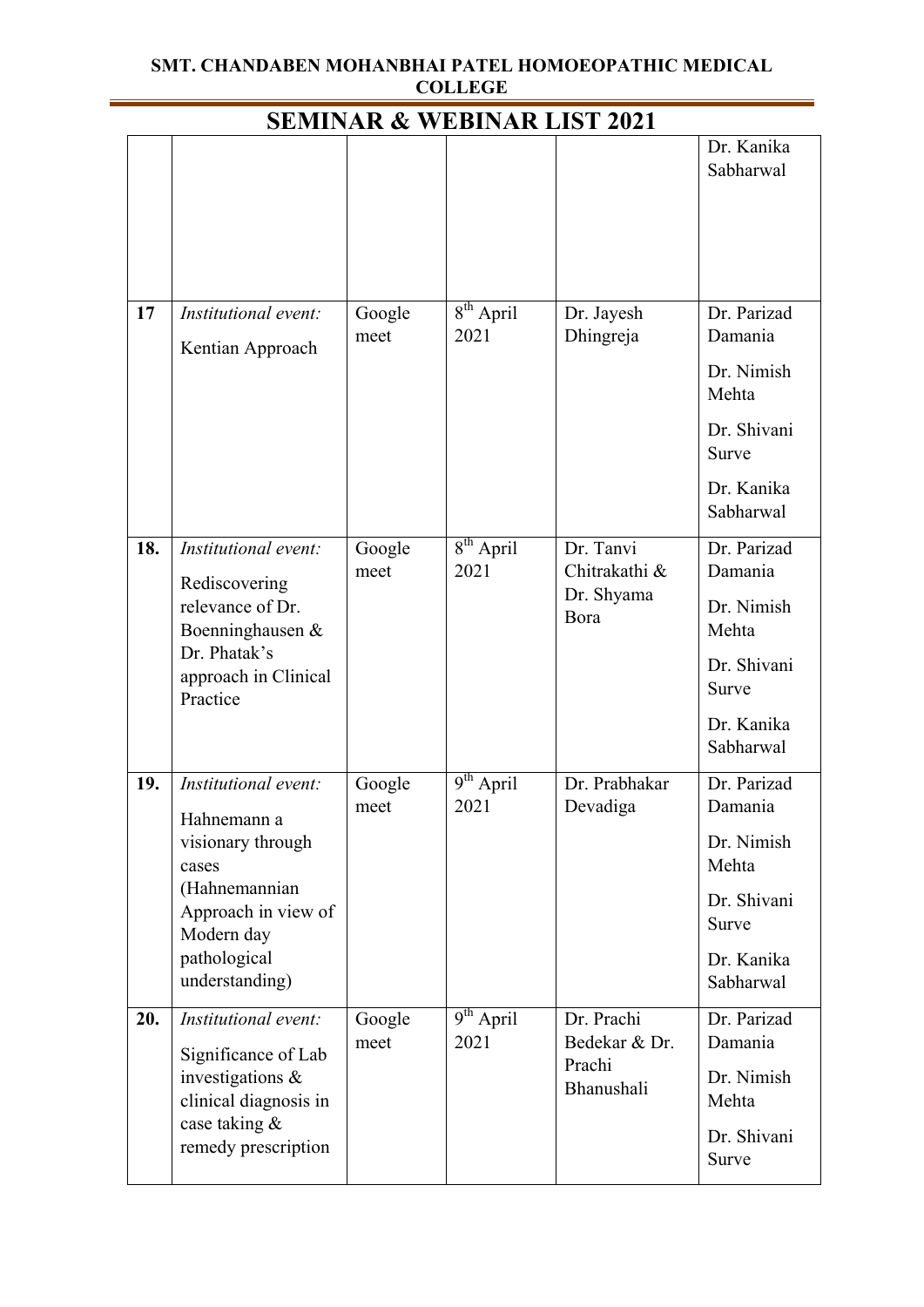## SEMINAR & WEBINAR LIST 2021

| | | | | | |
|---|---|---|---|---|---|
| | | | | | Dr. Kanika Sabharwal |
| 17 | *Institutional event:* Kentian Approach | Google meet | 8th April 2021 | Dr. Jayesh Dhingreja | Dr. Parizad Damania<br>Dr. Nimish Mehta<br>Dr. Shivani Surve<br>Dr. Kanika Sabharwal |
| 18. | *Institutional event:* Rediscovering relevance of Dr. Boenninghausen & Dr. Phatak's approach in Clinical Practice | Google meet | 8th April 2021 | Dr. Tanvi Chitrakathi & Dr. Shyama Bora | Dr. Parizad Damania<br>Dr. Nimish Mehta<br>Dr. Shivani Surve<br>Dr. Kanika Sabharwal |
| 19. | *Institutional event:* Hahnemann a visionary through cases (Hahnemannian Approach in view of Modern day pathological understanding) | Google meet | 9th April 2021 | Dr. Prabhakar Devadiga | Dr. Parizad Damania<br>Dr. Nimish Mehta<br>Dr. Shivani Surve<br>Dr. Kanika Sabharwal |
| 20. | *Institutional event:* Significance of Lab investigations & clinical diagnosis in case taking & remedy prescription | Google meet | 9th April 2021 | Dr. Prachi Bedekar & Dr. Prachi Bhanushali | Dr. Parizad Damania<br>Dr. Nimish Mehta<br>Dr. Shivani Surve |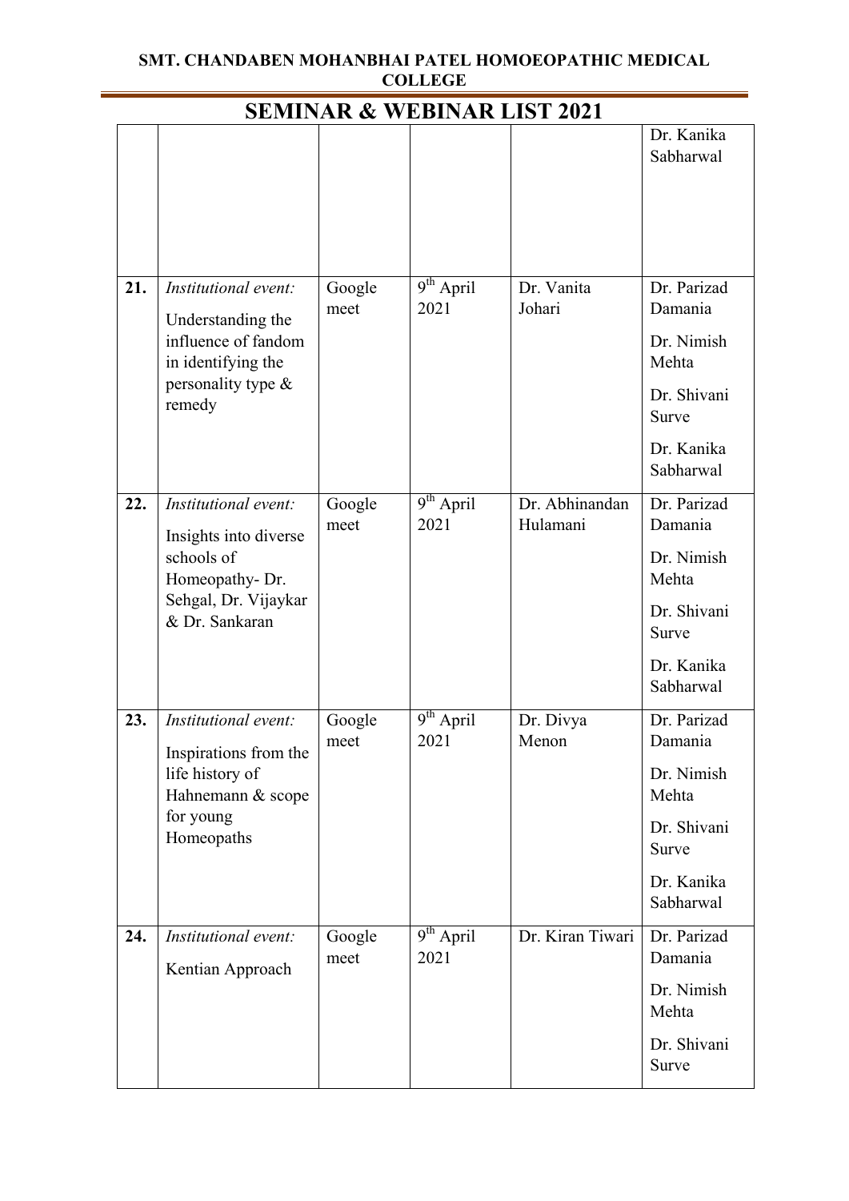# SEMINAR & WEBINAR LIST 2021

| | | | | | |
|---|---|---|---|---|---|
| | | | | | Dr. Kanika Sabharwal |
| **21.** | *Institutional event:* Understanding the influence of fandom in identifying the personality type & remedy | Google meet | 9th April 2021 | Dr. Vanita Johari | Dr. Parizad Damania<br>Dr. Nimish Mehta<br>Dr. Shivani Surve<br>Dr. Kanika Sabharwal |
| **22.** | *Institutional event:* Insights into diverse schools of Homeopathy- Dr. Sehgal, Dr. Vijaykar & Dr. Sankaran | Google meet | 9th April 2021 | Dr. Abhinandan Hulamani | Dr. Parizad Damania<br>Dr. Nimish Mehta<br>Dr. Shivani Surve<br>Dr. Kanika Sabharwal |
| **23.** | *Institutional event:* Inspirations from the life history of Hahnemann & scope for young Homeopaths | Google meet | 9th April 2021 | Dr. Divya Menon | Dr. Parizad Damania<br>Dr. Nimish Mehta<br>Dr. Shivani Surve<br>Dr. Kanika Sabharwal |
| **24.** | *Institutional event:* Kentian Approach | Google meet | 9th April 2021 | Dr. Kiran Tiwari | Dr. Parizad Damania<br>Dr. Nimish Mehta<br>Dr. Shivani Surve |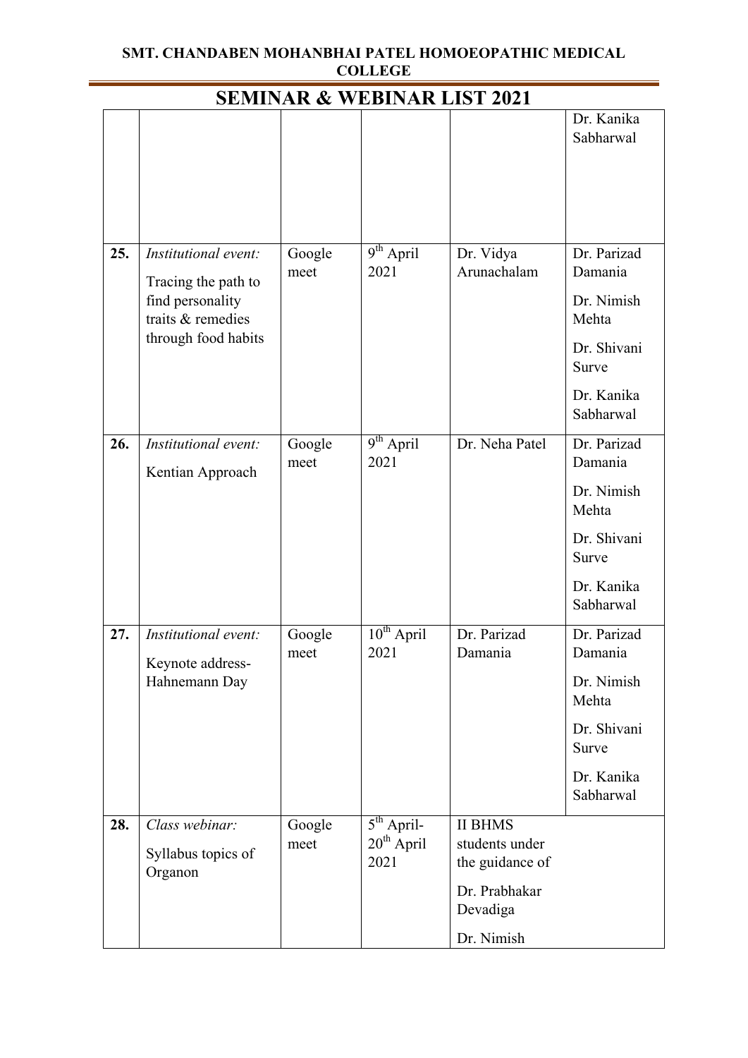**SMT. CHANDABEN MOHANBHAI PATEL HOMOEOPATHIC MEDICAL COLLEGE**

# SEMINAR & WEBINAR LIST 2021

| | | | | | |
|---|---|---|---|---|---|
| | | | | | Dr. Kanika Sabharwal |
| **25.** | *Institutional event:* Tracing the path to find personality traits & remedies through food habits | Google meet | 9th April 2021 | Dr. Vidya Arunachalam | Dr. Parizad Damania<br>Dr. Nimish Mehta<br>Dr. Shivani Surve<br>Dr. Kanika Sabharwal |
| **26.** | *Institutional event:* Kentian Approach | Google meet | 9th April 2021 | Dr. Neha Patel | Dr. Parizad Damania<br>Dr. Nimish Mehta<br>Dr. Shivani Surve<br>Dr. Kanika Sabharwal |
| **27.** | *Institutional event:* Keynote address- Hahnemann Day | Google meet | 10th April 2021 | Dr. Parizad Damania | Dr. Parizad Damania<br>Dr. Nimish Mehta<br>Dr. Shivani Surve<br>Dr. Kanika Sabharwal |
| **28.** | *Class webinar:* Syllabus topics of Organon | Google meet | 5th April- 20th April 2021 | II BHMS students under the guidance of<br>Dr. Prabhakar Devadiga<br>Dr. Nimish | |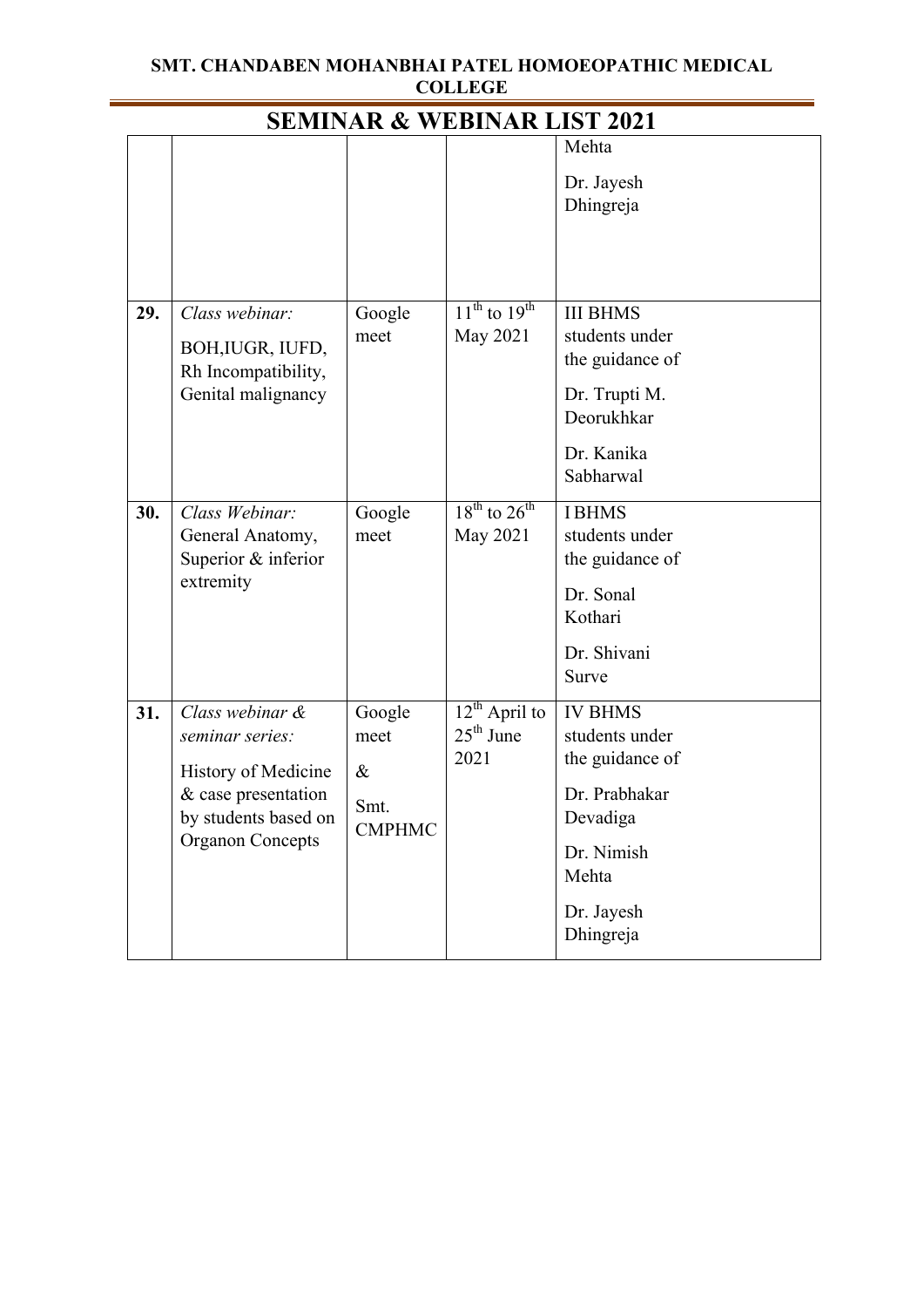# SEMINAR & WEBINAR LIST 2021

| | | | | |
|---|---|---|---|---|
| | | | | Mehta<br>Dr. Jayesh Dhingreja |
| **29.** | *Class webinar:*<br>BOH,IUGR, IUFD, Rh Incompatibility, Genital malignancy | Google meet | 11th to 19th May 2021 | III BHMS students under the guidance of<br>Dr. Trupti M. Deorukhkar<br>Dr. Kanika Sabharwal |
| **30.** | *Class Webinar:*<br>General Anatomy, Superior & inferior extremity | Google meet | 18th to 26th May 2021 | I BHMS students under the guidance of<br>Dr. Sonal Kothari<br>Dr. Shivani Surve |
| **31.** | *Class webinar & seminar series:*<br>History of Medicine & case presentation by students based on Organon Concepts | Google meet<br>&<br>Smt. CMPHMC | 12th April to 25th June 2021 | IV BHMS students under the guidance of<br>Dr. Prabhakar Devadiga<br>Dr. Nimish Mehta<br>Dr. Jayesh Dhingreja |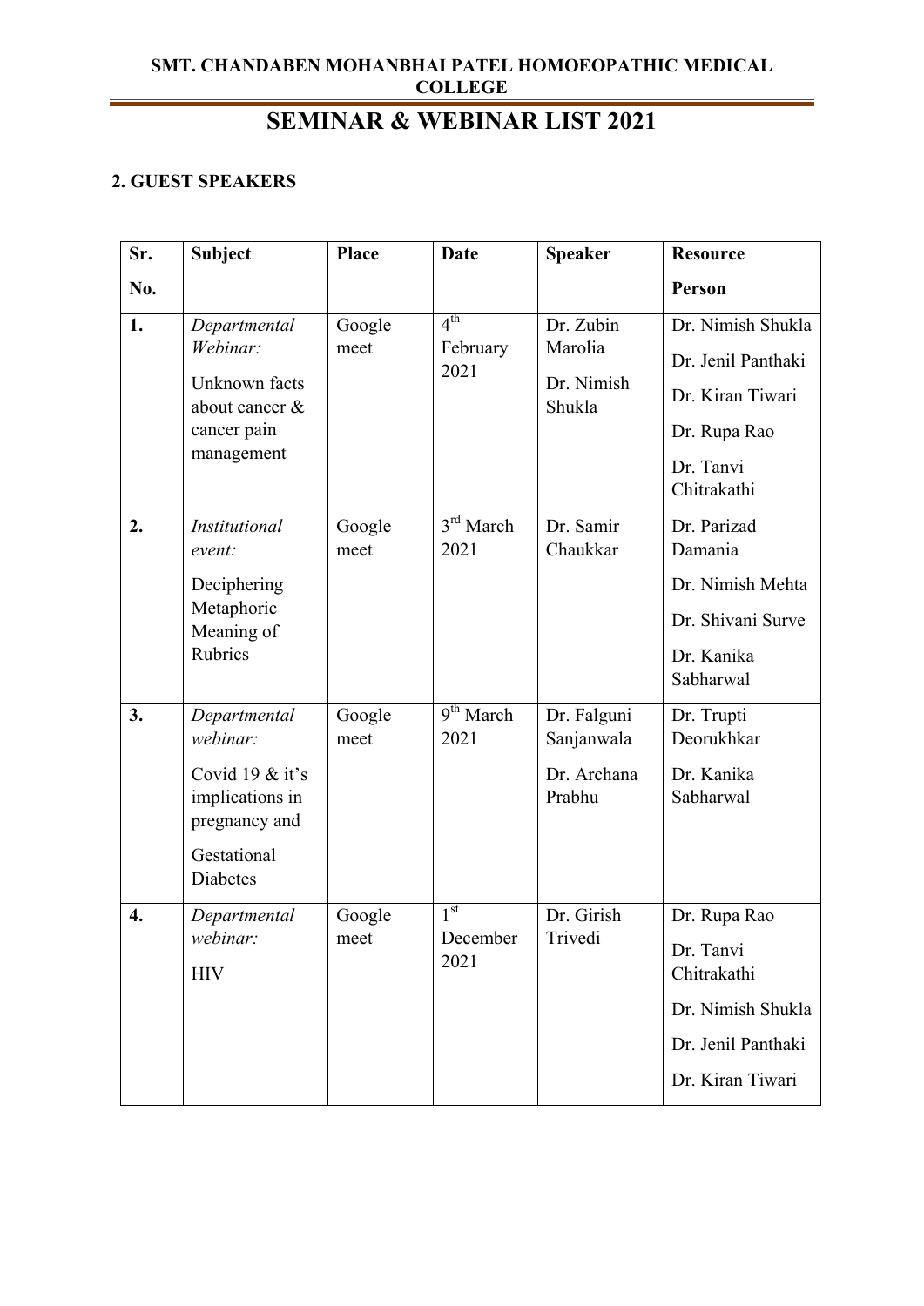**SMT. CHANDABEN MOHANBHAI PATEL HOMOEOPATHIC MEDICAL COLLEGE**

# SEMINAR & WEBINAR LIST 2021

### 2. GUEST SPEAKERS

| Sr. No. | Subject | Place | Date | Speaker | Resource Person |
|---|---|---|---|---|---|
| **1.** | *Departmental Webinar:* Unknown facts about cancer & cancer pain management | Google meet | 4th February 2021 | Dr. Zubin Marolia<br>Dr. Nimish Shukla | Dr. Nimish Shukla<br>Dr. Jenil Panthaki<br>Dr. Kiran Tiwari<br>Dr. Rupa Rao<br>Dr. Tanvi Chitrakathi |
| **2.** | *Institutional event:* Deciphering Metaphoric Meaning of Rubrics | Google meet | 3rd March 2021 | Dr. Samir Chaukkar | Dr. Parizad Damania<br>Dr. Nimish Mehta<br>Dr. Shivani Surve<br>Dr. Kanika Sabharwal |
| **3.** | *Departmental webinar:* Covid 19 & it's implications in pregnancy and Gestational Diabetes | Google meet | 9th March 2021 | Dr. Falguni Sanjanwala<br>Dr. Archana Prabhu | Dr. Trupti Deorukhkar<br>Dr. Kanika Sabharwal |
| **4.** | *Departmental webinar:* HIV | Google meet | 1st December 2021 | Dr. Girish Trivedi | Dr. Rupa Rao<br>Dr. Tanvi Chitrakathi<br>Dr. Nimish Shukla<br>Dr. Jenil Panthaki<br>Dr. Kiran Tiwari |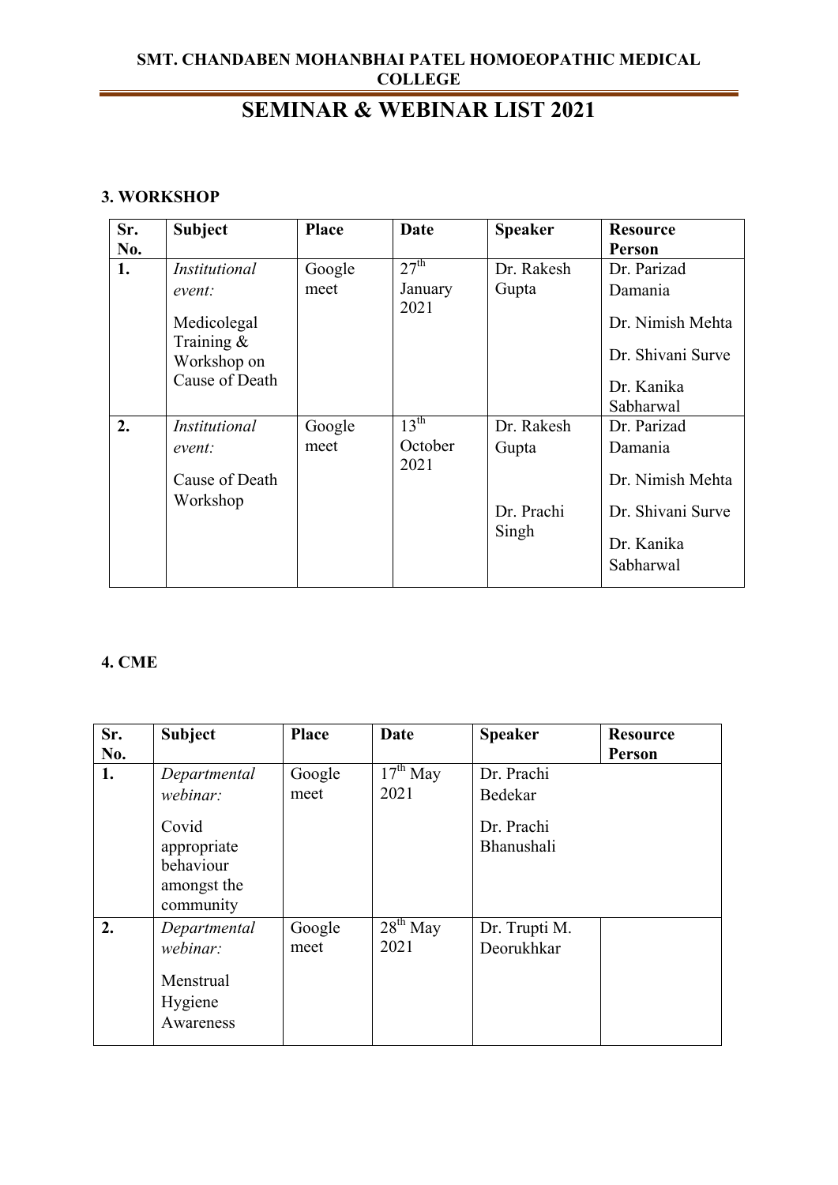# SEMINAR & WEBINAR LIST 2021

### 3. WORKSHOP

| Sr. No. | Subject | Place | Date | Speaker | Resource Person |
|---|---|---|---|---|---|
| **1.** | *Institutional event:* Medicolegal Training & Workshop on Cause of Death | Google meet | 27th January 2021 | Dr. Rakesh Gupta | Dr. Parizad Damania<br>Dr. Nimish Mehta<br>Dr. Shivani Surve<br>Dr. Kanika Sabharwal |
| **2.** | *Institutional event:* Cause of Death Workshop | Google meet | 13th October 2021 | Dr. Rakesh Gupta<br>Dr. Prachi Singh | Dr. Parizad Damania<br>Dr. Nimish Mehta<br>Dr. Shivani Surve<br>Dr. Kanika Sabharwal |

### 4. CME

| Sr. No. | Subject | Place | Date | Speaker | Resource Person |
|---|---|---|---|---|---|
| **1.** | *Departmental webinar:* Covid appropriate behaviour amongst the community | Google meet | 17th May 2021 | Dr. Prachi Bedekar<br>Dr. Prachi Bhanushali | |
| **2.** | *Departmental webinar:* Menstrual Hygiene Awareness | Google meet | 28th May 2021 | Dr. Trupti M. Deorukhkar | |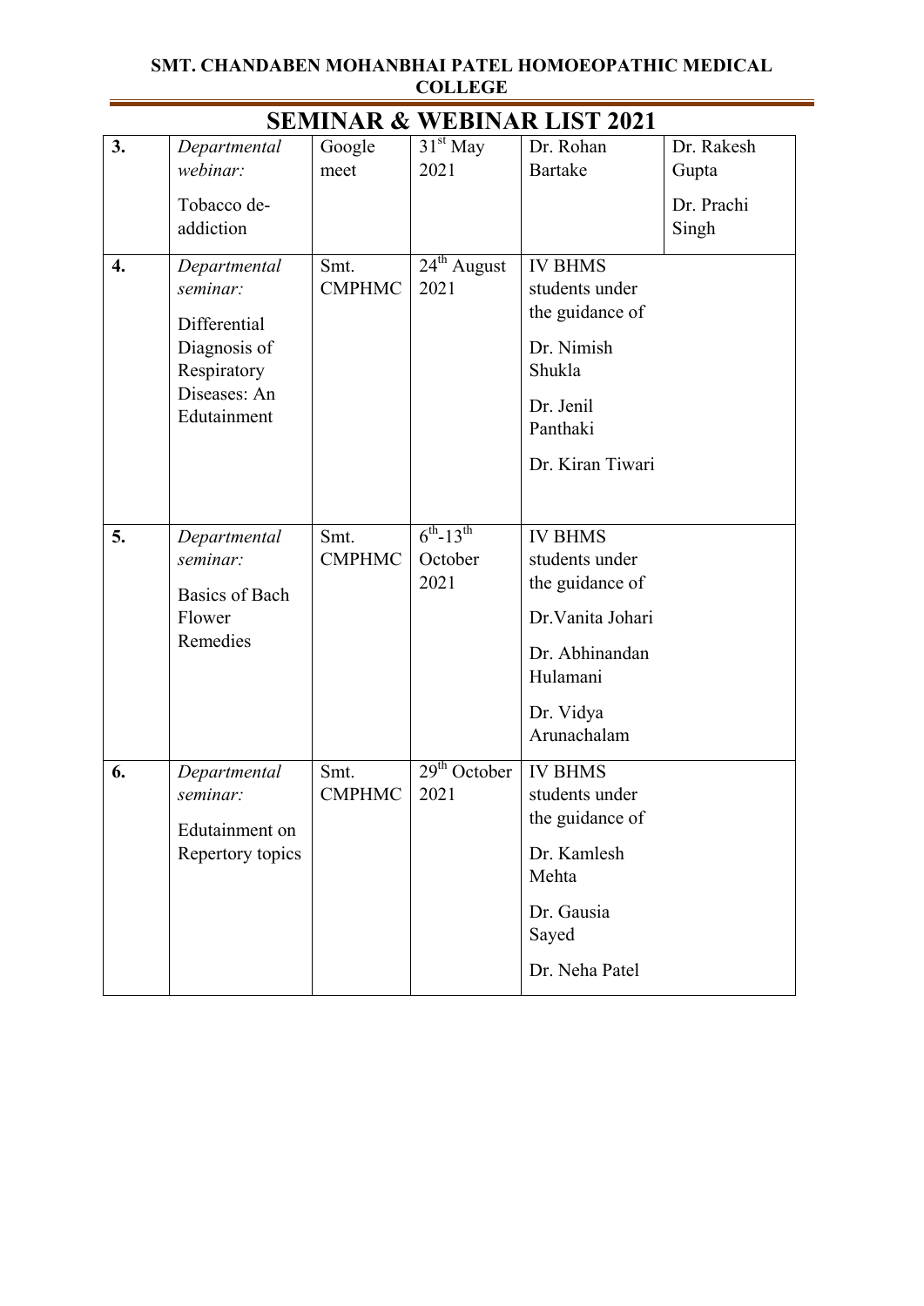**SMT. CHANDABEN MOHANBHAI PATEL HOMOEOPATHIC MEDICAL COLLEGE**

# SEMINAR & WEBINAR LIST 2021

| | | | | | |
|---|---|---|---|---|---|
| **3.** | *Departmental webinar:* Tobacco de-addiction | Google meet | 31st May 2021 | Dr. Rohan Bartake | Dr. Rakesh Gupta<br>Dr. Prachi Singh |
| **4.** | *Departmental seminar:* Differential Diagnosis of Respiratory Diseases: An Edutainment | Smt. CMPHMC | 24th August 2021 | IV BHMS students under the guidance of<br>Dr. Nimish Shukla<br>Dr. Jenil Panthaki<br>Dr. Kiran Tiwari | |
| **5.** | *Departmental seminar:* Basics of Bach Flower Remedies | Smt. CMPHMC | 6th-13th October 2021 | IV BHMS students under the guidance of<br>Dr.Vanita Johari<br>Dr. Abhinandan Hulamani<br>Dr. Vidya Arunachalam | |
| **6.** | *Departmental seminar:* Edutainment on Repertory topics | Smt. CMPHMC | 29th October 2021 | IV BHMS students under the guidance of<br>Dr. Kamlesh Mehta<br>Dr. Gausia Sayed<br>Dr. Neha Patel | |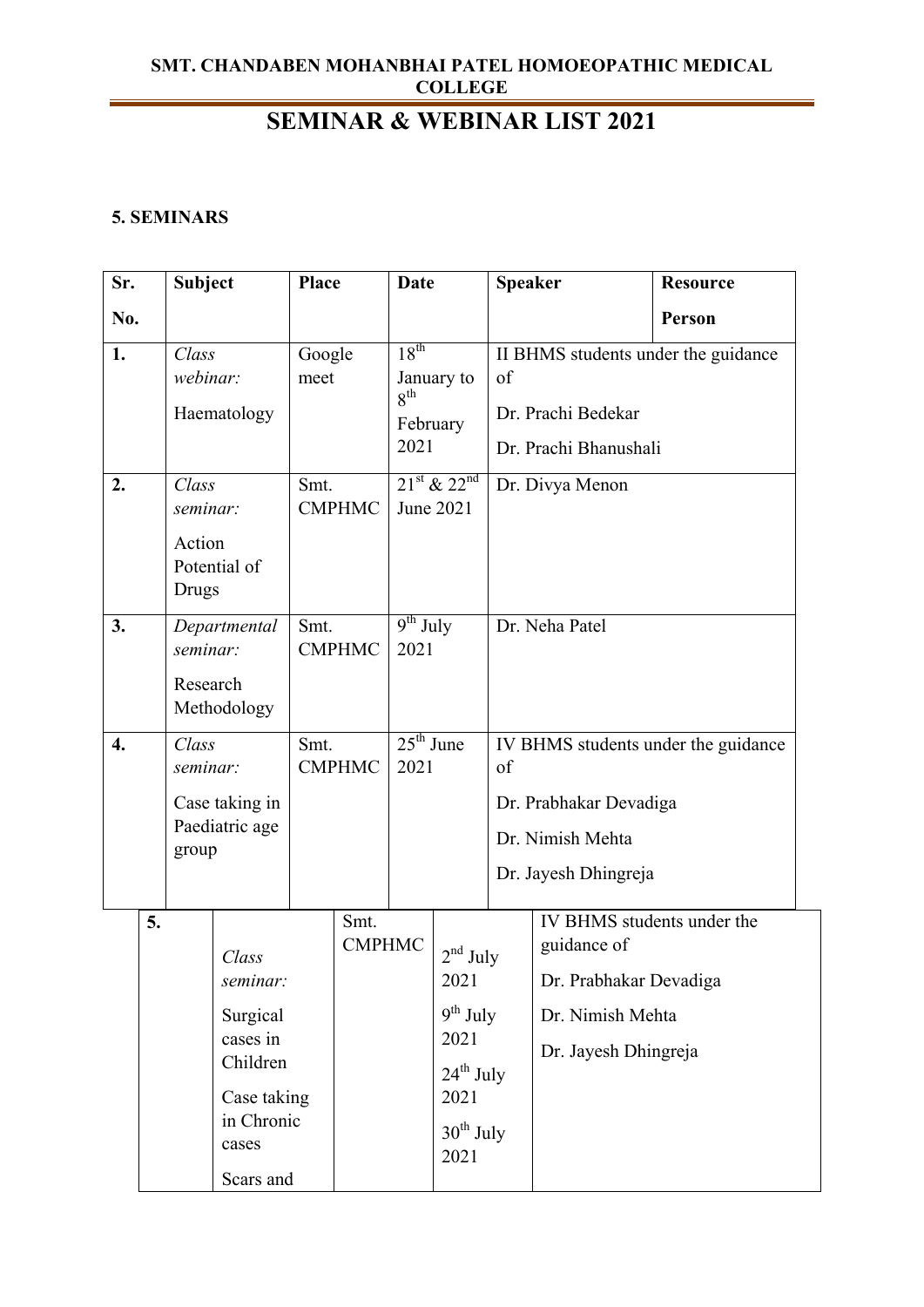SMT. CHANDABEN MOHANBHAI PATEL HOMOEOPATHIC MEDICAL COLLEGE

# SEMINAR & WEBINAR LIST 2021

**5. SEMINARS**

| Sr. No. | Subject | Place | Date | Speaker | Resource Person |
|---|---|---|---|---|---|
| **1.** | *Class webinar:* Haematology | Google meet | 18th January to 8th February 2021 | II BHMS students under the guidance of Dr. Prachi Bedekar Dr. Prachi Bhanushali | |
| **2.** | *Class seminar:* Action Potential of Drugs | Smt. CMPHMC | 21st & 22nd June 2021 | Dr. Divya Menon | |
| **3.** | *Departmental seminar:* Research Methodology | Smt. CMPHMC | 9th July 2021 | Dr. Neha Patel | |
| **4.** | *Class seminar:* Case taking in Paediatric age group | Smt. CMPHMC | 25th June 2021 | IV BHMS students under the guidance of Dr. Prabhakar Devadiga Dr. Nimish Mehta Dr. Jayesh Dhingreja | |
| **5.** | *Class seminar:* Surgical cases in Children Case taking in Chronic cases Scars and | Smt. CMPHMC | 2nd July 2021 9th July 2021 24th July 2021 30th July 2021 | IV BHMS students under the guidance of Dr. Prabhakar Devadiga Dr. Nimish Mehta Dr. Jayesh Dhingreja | |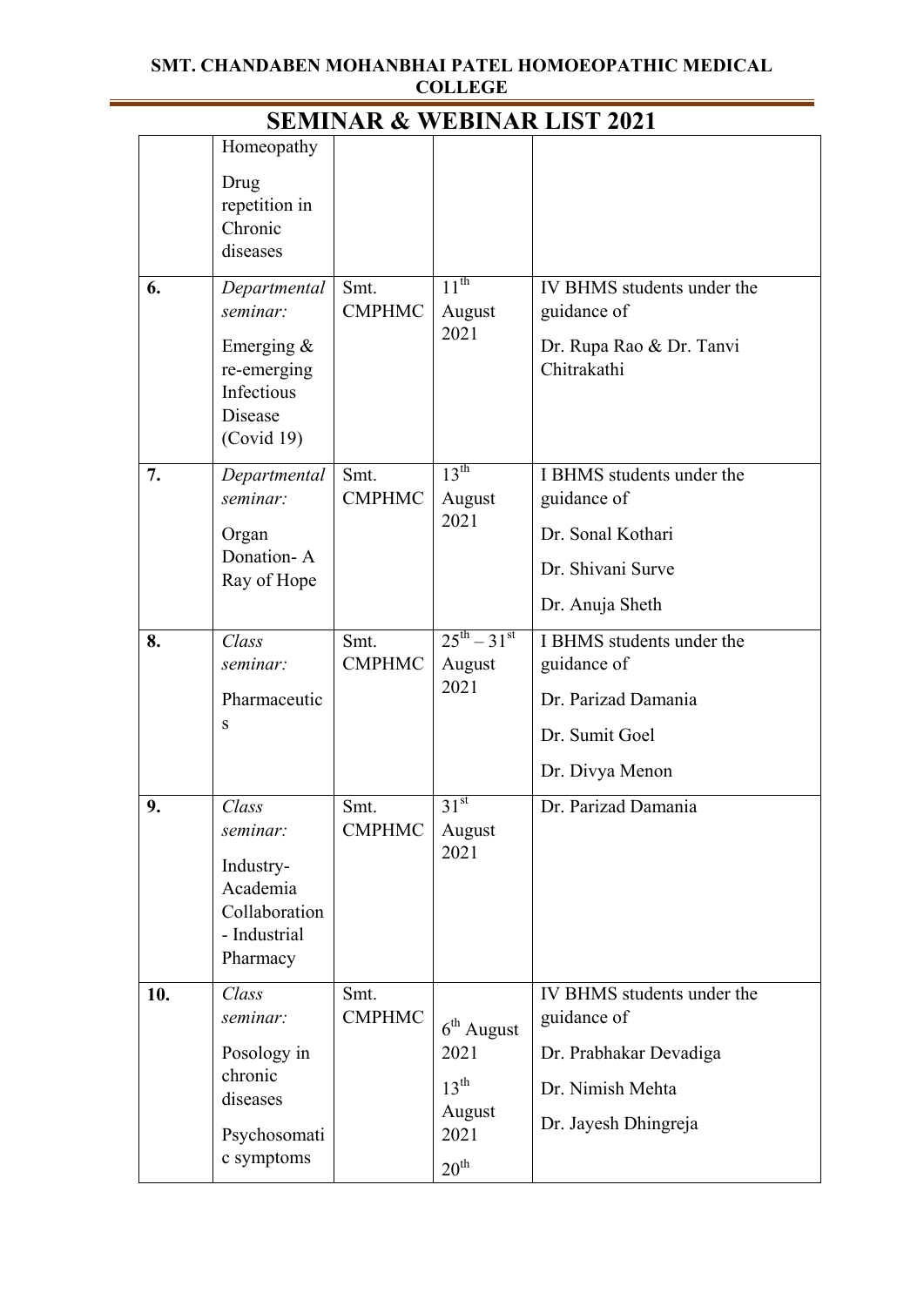# SEMINAR & WEBINAR LIST 2021

| | | | | |
|---|---|---|---|---|
| | Homeopathy<br>Drug repetition in Chronic diseases | | | |
| **6.** | *Departmental seminar:*<br>Emerging & re-emerging Infectious Disease (Covid 19) | Smt. CMPHMC | 11th August 2021 | IV BHMS students under the guidance of<br>Dr. Rupa Rao & Dr. Tanvi Chitrakathi |
| **7.** | *Departmental seminar:*<br>Organ Donation- A Ray of Hope | Smt. CMPHMC | 13th August 2021 | I BHMS students under the guidance of<br>Dr. Sonal Kothari<br>Dr. Shivani Surve<br>Dr. Anuja Sheth |
| **8.** | *Class seminar:*<br>Pharmaceutics | Smt. CMPHMC | 25th – 31st August 2021 | I BHMS students under the guidance of<br>Dr. Parizad Damania<br>Dr. Sumit Goel<br>Dr. Divya Menon |
| **9.** | *Class seminar:*<br>Industry-Academia Collaboration - Industrial Pharmacy | Smt. CMPHMC | 31st August 2021 | Dr. Parizad Damania |
| **10.** | *Class seminar:*<br>Posology in chronic diseases<br>Psychosomatic symptoms | Smt. CMPHMC | 6th August 2021<br>13th August 2021<br>20th | IV BHMS students under the guidance of<br>Dr. Prabhakar Devadiga<br>Dr. Nimish Mehta<br>Dr. Jayesh Dhingreja |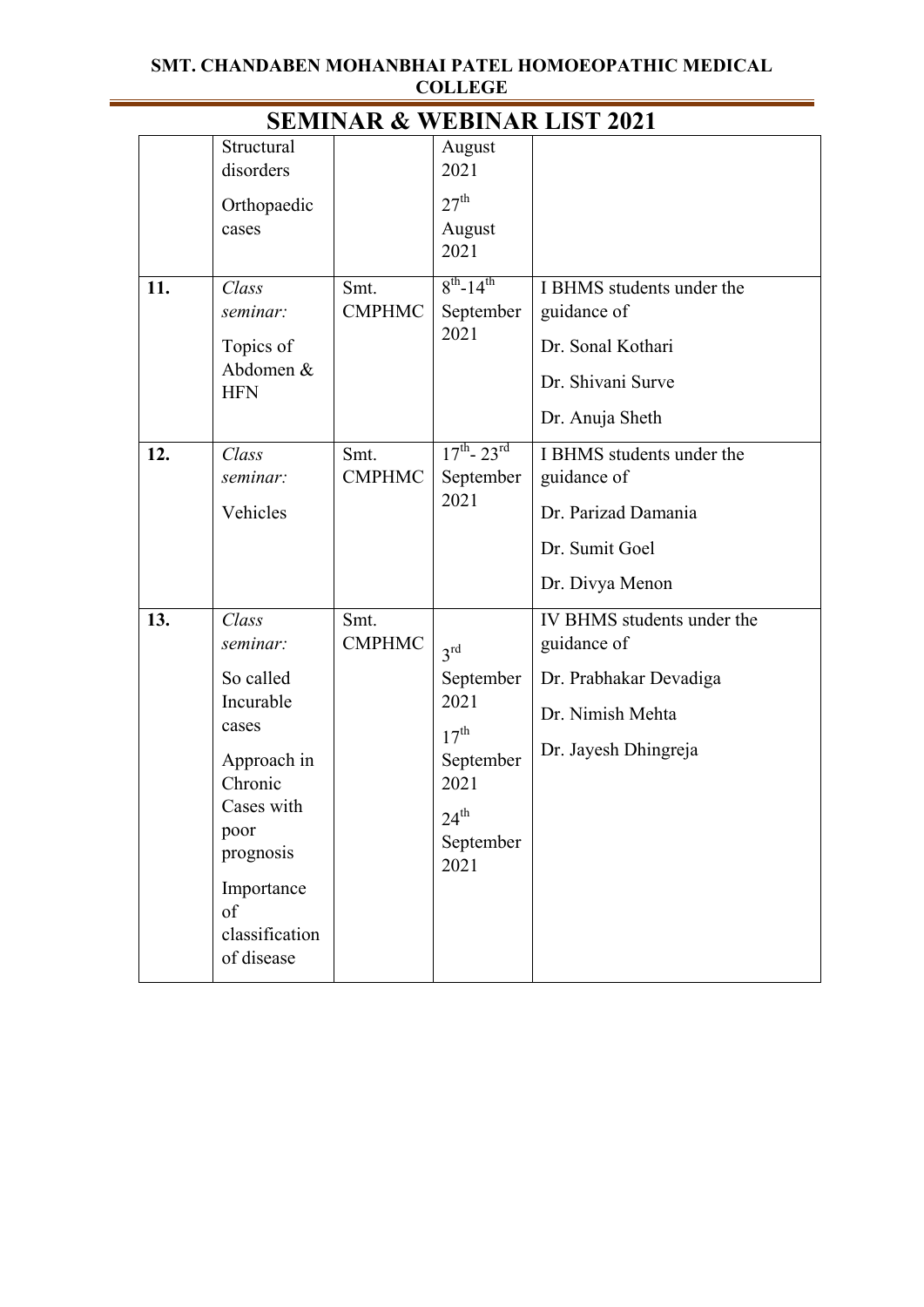# SEMINAR & WEBINAR LIST 2021

| | | | | |
|---|---|---|---|---|
| | Structural disorders<br>Orthopaedic cases | | August 2021<br>27th August 2021 | |
| **11.** | *Class seminar:*<br>Topics of Abdomen & HFN | Smt. CMPHMC | 8th-14th September 2021 | I BHMS students under the guidance of<br>Dr. Sonal Kothari<br>Dr. Shivani Surve<br>Dr. Anuja Sheth |
| **12.** | *Class seminar:*<br>Vehicles | Smt. CMPHMC | 17th- 23rd September 2021 | I BHMS students under the guidance of<br>Dr. Parizad Damania<br>Dr. Sumit Goel<br>Dr. Divya Menon |
| **13.** | *Class seminar:*<br>So called Incurable cases<br>Approach in Chronic Cases with poor prognosis<br>Importance of classification of disease | Smt. CMPHMC | 3rd September 2021<br>17th September 2021<br>24th September 2021 | IV BHMS students under the guidance of<br>Dr. Prabhakar Devadiga<br>Dr. Nimish Mehta<br>Dr. Jayesh Dhingreja |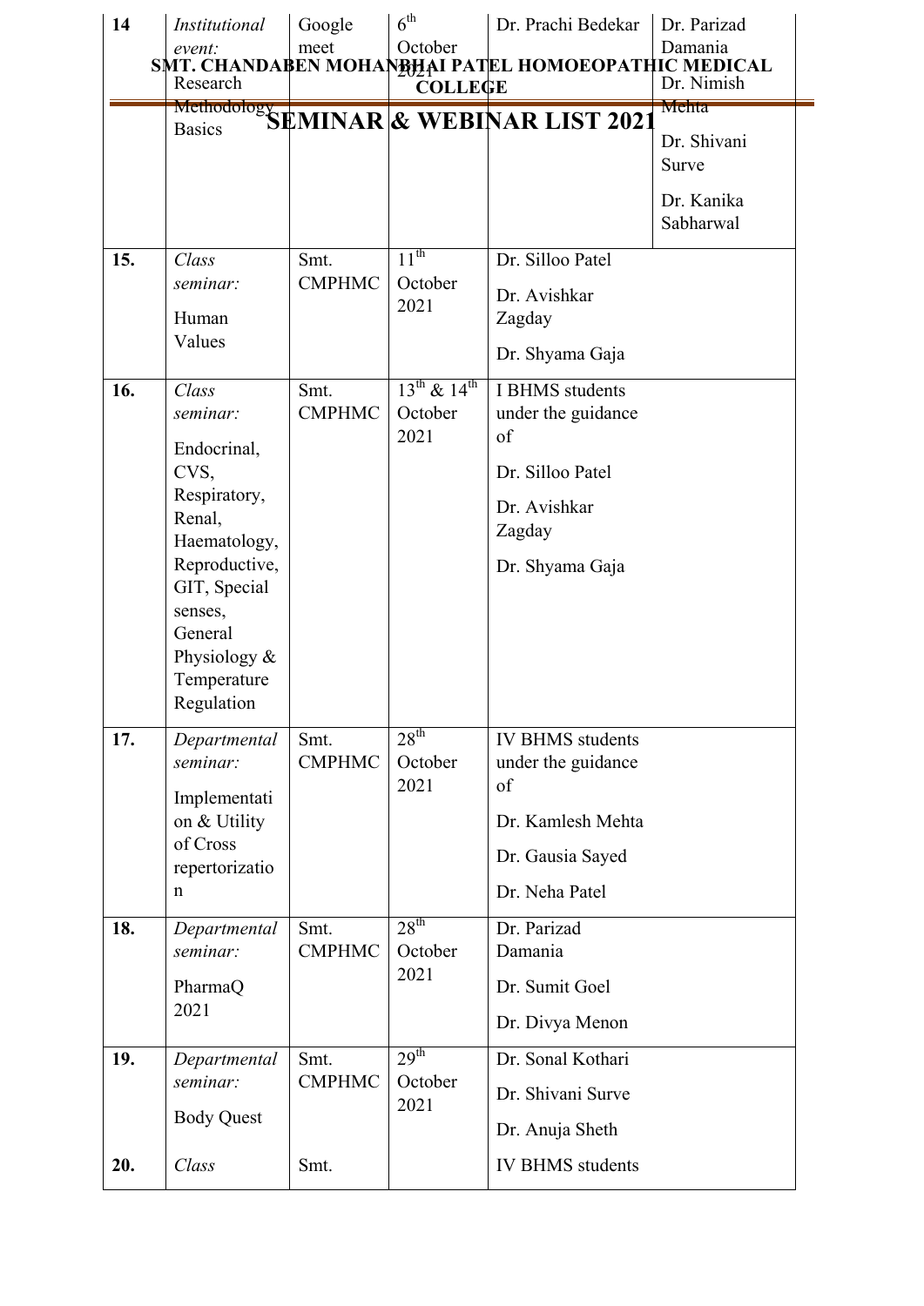| 14 | *Institutional event:* Research Methodology Basics | Google meet | 6th October 2021 | Dr. Prachi Bedekar | Dr. Parizad Damania<br>Dr. Nimish Mehta<br>Dr. Shivani Surve<br>Dr. Kanika Sabharwal |
|---|---|---|---|---|---|
| 15. | *Class seminar:* Human Values | Smt. CMPHMC | 11th October 2021 | Dr. Silloo Patel<br>Dr. Avishkar Zagday<br>Dr. Shyama Gaja | |
| 16. | *Class seminar:* Endocrinal, CVS, Respiratory, Renal, Haematology, Reproductive, GIT, Special senses, General Physiology & Temperature Regulation | Smt. CMPHMC | 13th & 14th October 2021 | I BHMS students under the guidance of<br>Dr. Silloo Patel<br>Dr. Avishkar Zagday<br>Dr. Shyama Gaja | |
| 17. | *Departmental seminar:* Implementation & Utility of Cross repertorization | Smt. CMPHMC | 28th October 2021 | IV BHMS students under the guidance of<br>Dr. Kamlesh Mehta<br>Dr. Gausia Sayed<br>Dr. Neha Patel | |
| 18. | *Departmental seminar:* PharmaQ 2021 | Smt. CMPHMC | 28th October 2021 | Dr. Parizad Damania<br>Dr. Sumit Goel<br>Dr. Divya Menon | |
| 19. | *Departmental seminar:* Body Quest | Smt. CMPHMC | 29th October 2021 | Dr. Sonal Kothari<br>Dr. Shivani Surve<br>Dr. Anuja Sheth | |
| 20. | *Class* | Smt. | | IV BHMS students | |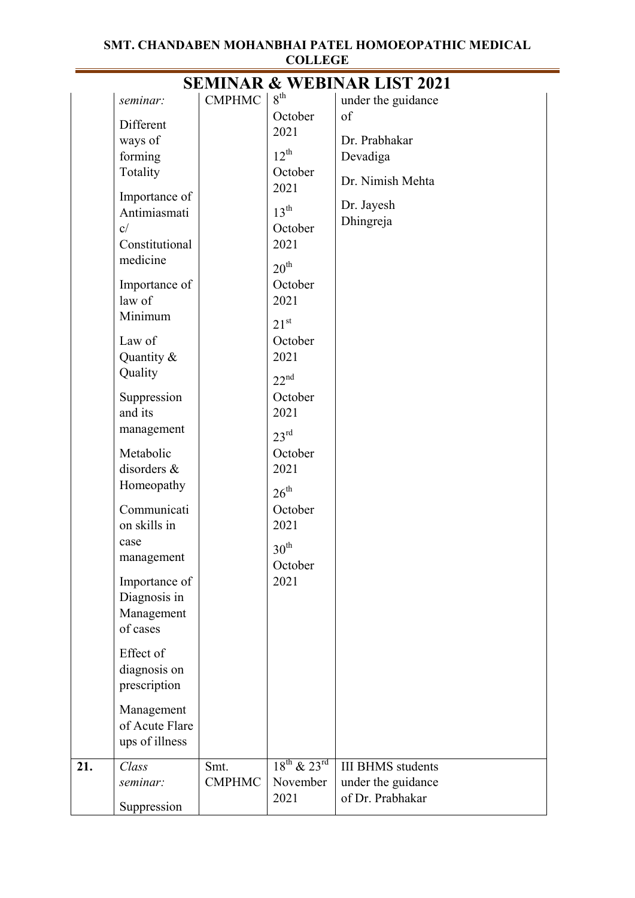# SEMINAR & WEBINAR LIST 2021

| | | | | |
|---|---|---|---|---|
| | *seminar:*<br><br>Different ways of forming Totality<br><br>Importance of Antimiasmatic/ Constitutional medicine<br><br>Importance of law of Minimum<br><br>Law of Quantity & Quality<br><br>Suppression and its management<br><br>Metabolic disorders & Homeopathy<br><br>Communication skills in case management<br><br>Importance of Diagnosis in Management of cases<br><br>Effect of diagnosis on prescription<br><br>Management of Acute Flare ups of illness | CMPHMC | 8th October 2021<br><br>12th October 2021<br><br>13th October 2021<br><br>20th October 2021<br><br>21st October 2021<br><br>22nd October 2021<br><br>23rd October 2021<br><br>26th October 2021<br><br>30th October 2021 | under the guidance of<br><br>Dr. Prabhakar Devadiga<br><br>Dr. Nimish Mehta<br><br>Dr. Jayesh Dhingreja |
| **21.** | *Class seminar:*<br><br>Suppression | Smt. CMPHMC | 18th & 23rd November 2021 | III BHMS students under the guidance of Dr. Prabhakar |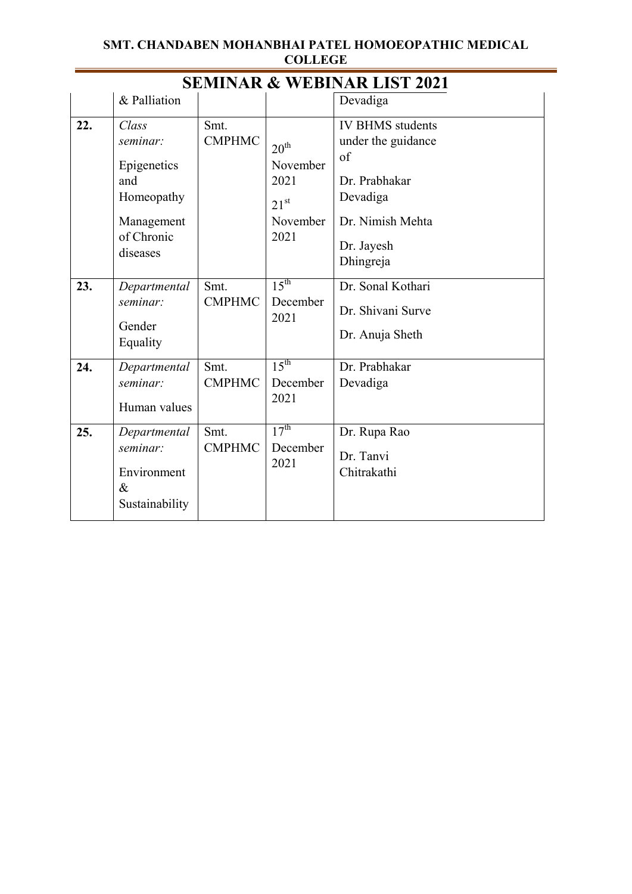## SEMINAR & WEBINAR LIST 2021

| | | | | |
|---|---|---|---|---|
| | & Palliation | | | Devadiga |
| **22.** | *Class seminar:* Epigenetics and Homeopathy Management of Chronic diseases | Smt. CMPHMC | 20th November 2021 21st November 2021 | IV BHMS students under the guidance of Dr. Prabhakar Devadiga Dr. Nimish Mehta Dr. Jayesh Dhingreja |
| **23.** | *Departmental seminar:* Gender Equality | Smt. CMPHMC | 15th December 2021 | Dr. Sonal Kothari Dr. Shivani Surve Dr. Anuja Sheth |
| **24.** | *Departmental seminar:* Human values | Smt. CMPHMC | 15th December 2021 | Dr. Prabhakar Devadiga |
| **25.** | *Departmental seminar:* Environment & Sustainability | Smt. CMPHMC | 17th December 2021 | Dr. Rupa Rao Dr. Tanvi Chitrakathi |